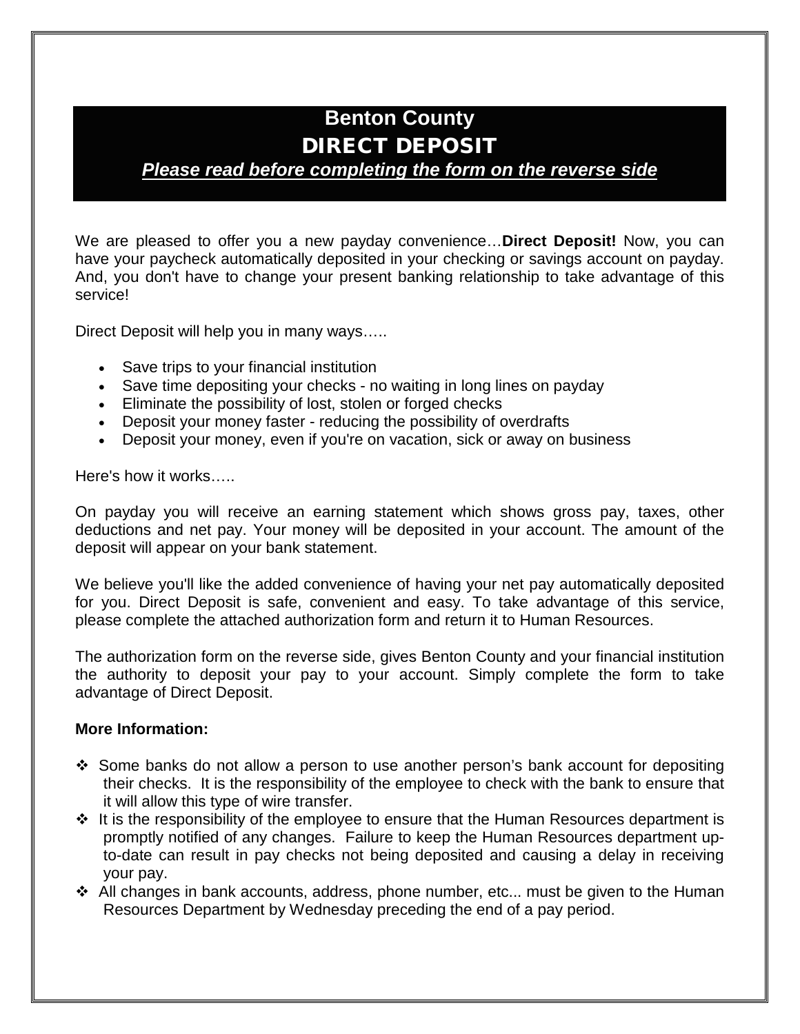# Benton County

## DIRECT DEPOSIT

***Please read before completing the form on the reverse side***

We are pleased to offer you a new payday convenience…**Direct Deposit!** Now, you can have your paycheck automatically deposited in your checking or savings account on payday. And, you don't have to change your present banking relationship to take advantage of this service!

Direct Deposit will help you in many ways…..

- Save trips to your financial institution
- Save time depositing your checks - no waiting in long lines on payday
- Eliminate the possibility of lost, stolen or forged checks
- Deposit your money faster - reducing the possibility of overdrafts
- Deposit your money, even if you're on vacation, sick or away on business

Here's how it works…..

On payday you will receive an earning statement which shows gross pay, taxes, other deductions and net pay. Your money will be deposited in your account. The amount of the deposit will appear on your bank statement.

We believe you'll like the added convenience of having your net pay automatically deposited for you. Direct Deposit is safe, convenient and easy. To take advantage of this service, please complete the attached authorization form and return it to Human Resources.

The authorization form on the reverse side, gives Benton County and your financial institution the authority to deposit your pay to your account. Simply complete the form to take advantage of Direct Deposit.

**More Information:**

- ❖ Some banks do not allow a person to use another person's bank account for depositing their checks. It is the responsibility of the employee to check with the bank to ensure that it will allow this type of wire transfer.
- ❖ It is the responsibility of the employee to ensure that the Human Resources department is promptly notified of any changes. Failure to keep the Human Resources department up-to-date can result in pay checks not being deposited and causing a delay in receiving your pay.
- ❖ All changes in bank accounts, address, phone number, etc... must be given to the Human Resources Department by Wednesday preceding the end of a pay period.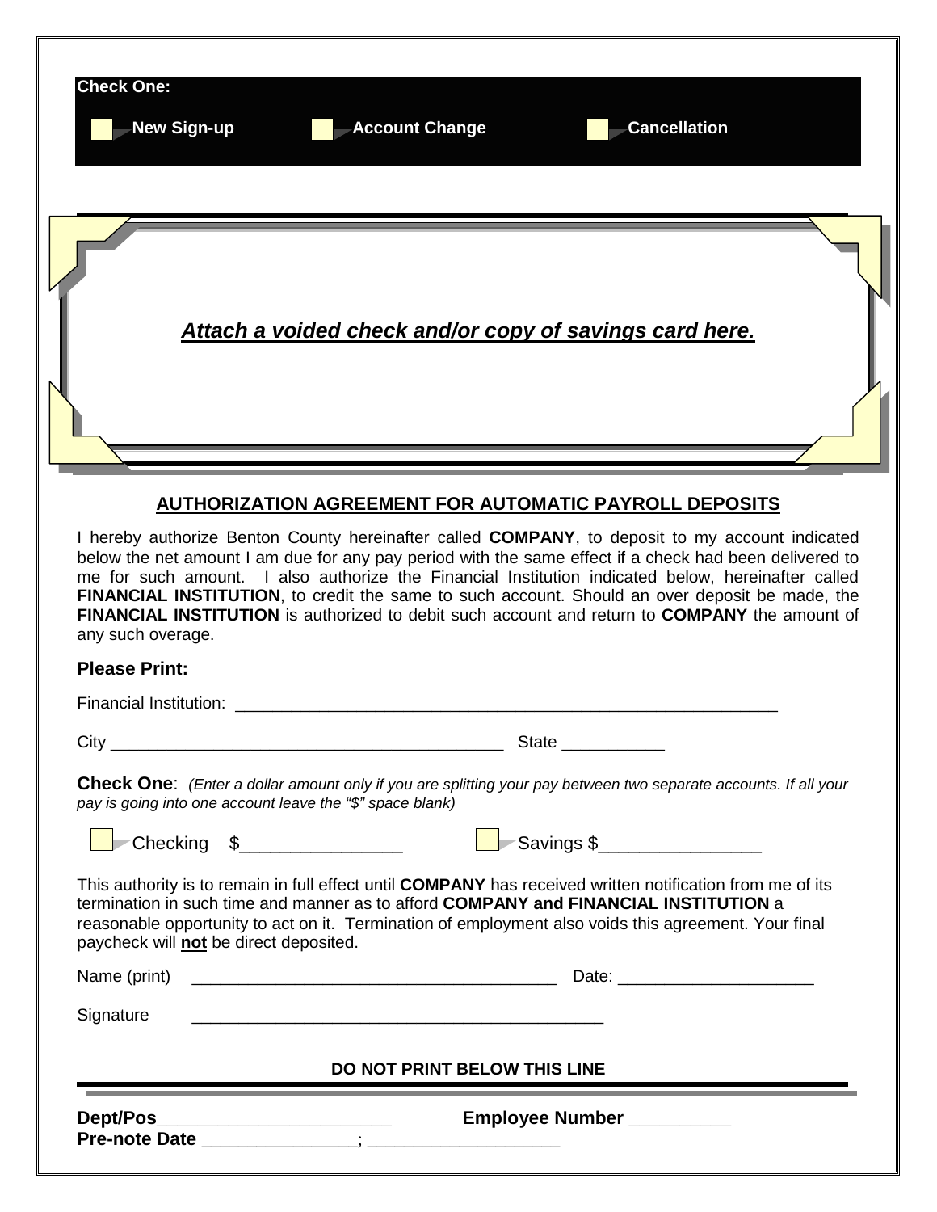**Check One:**

☐ **New Sign-up** ☐ **Account Change** ☐ **Cancellation**

***Attach a voided check and/or copy of savings card here.***

## AUTHORIZATION AGREEMENT FOR AUTOMATIC PAYROLL DEPOSITS

I hereby authorize Benton County hereinafter called **COMPANY**, to deposit to my account indicated below the net amount I am due for any pay period with the same effect if a check had been delivered to me for such amount. I also authorize the Financial Institution indicated below, hereinafter called **FINANCIAL INSTITUTION**, to credit the same to such account. Should an over deposit be made, the **FINANCIAL INSTITUTION** is authorized to debit such account and return to **COMPANY** the amount of any such overage.

### Please Print:

Financial Institution: ____________________________________________________________

City ____________________________________________ State ___________

**Check One**: *(Enter a dollar amount only if you are splitting your pay between two separate accounts. If all your pay is going into one account leave the "$" space blank)*

☐ Checking $________________ ☐ Savings $________________

This authority is to remain in full effect until **COMPANY** has received written notification from me of its termination in such time and manner as to afford **COMPANY and FINANCIAL INSTITUTION** a reasonable opportunity to act on it. Termination of employment also voids this agreement. Your final paycheck will **not** be direct deposited.

Name (print) _________________________________________ Date: _____________________

Signature _____________________________________________

**DO NOT PRINT BELOW THIS LINE**

---

**Dept/Pos**________________________ **Employee Number** __________

**Pre-note Date** ________________; ____________________